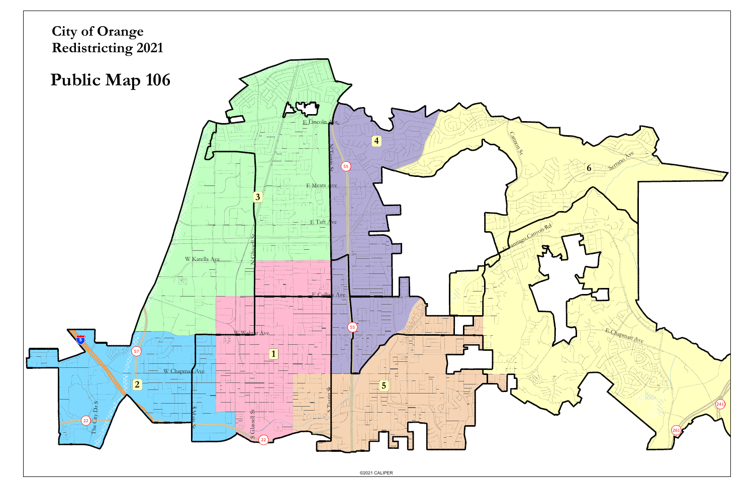# City of Orange
# Redistricting 2021

# Public Map 106

1

2

3

4

5

6

E Lincoln Ave

N Tustin St

E Meats Ave

E Taft Ave

W Katella Ave

N Glassell St

E Collins Ave

W Walnut Ave

W Chapman Ave

S Main St

S Glassell St

S Tustin St

The City Dr S

Cannon St

Serrano Ave

E Santiago Canyon Rd

E Chapman Ave

5

22

55

57

241

261

©2021 CALIPER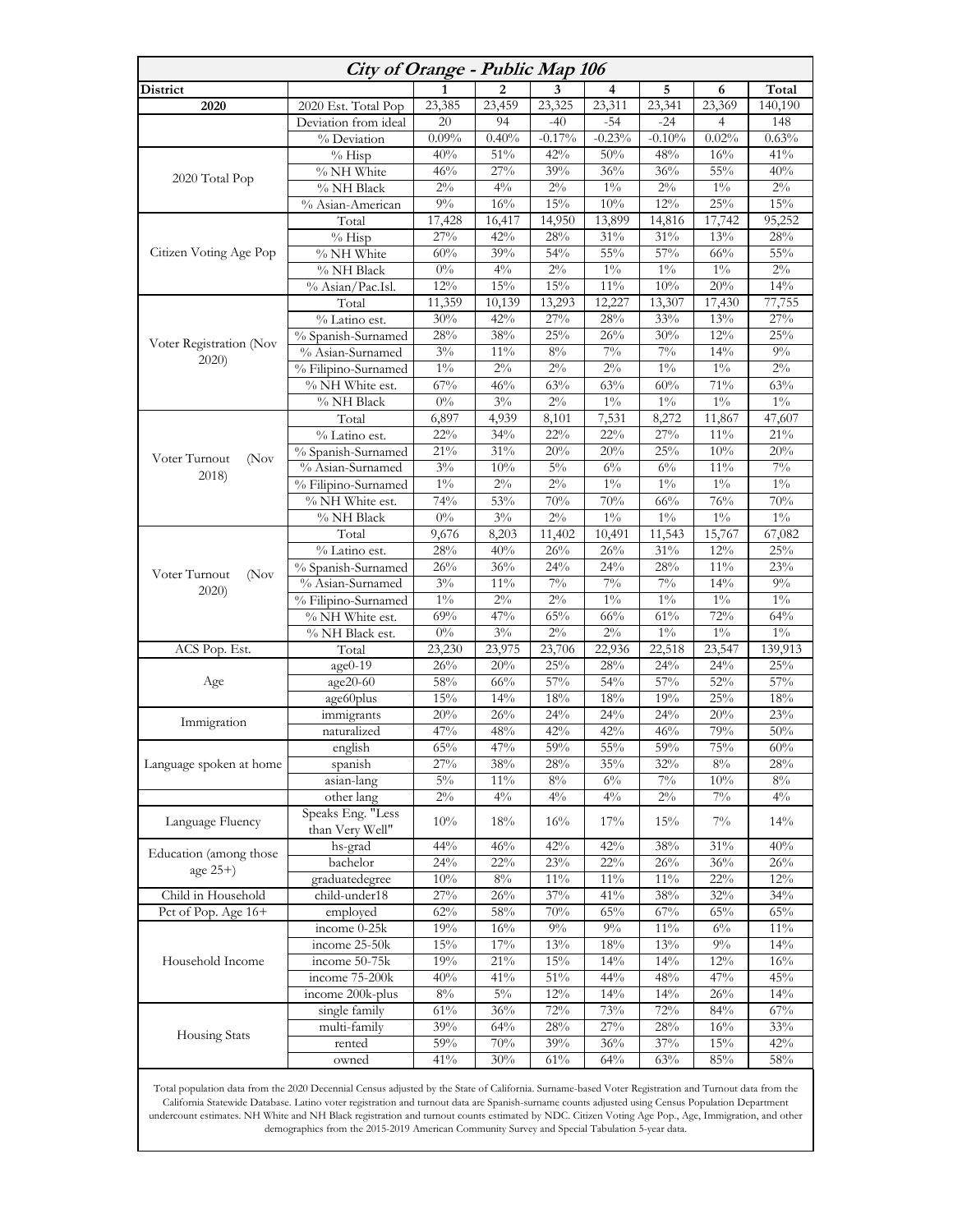# City of Orange - Public Map 106

| District | | 1 | 2 | 3 | 4 | 5 | 6 | Total |
|---|---|---|---|---|---|---|---|---|
| 2020 | 2020 Est. Total Pop | 23,385 | 23,459 | 23,325 | 23,311 | 23,341 | 23,369 | 140,190 |
| | Deviation from ideal | 20 | 94 | -40 | -54 | -24 | 4 | 148 |
| | % Deviation | 0.09% | 0.40% | -0.17% | -0.23% | -0.10% | 0.02% | 0.63% |
| 2020 Total Pop | % Hisp | 40% | 51% | 42% | 50% | 48% | 16% | 41% |
| | % NH White | 46% | 27% | 39% | 36% | 36% | 55% | 40% |
| | % NH Black | 2% | 4% | 2% | 1% | 2% | 1% | 2% |
| | % Asian-American | 9% | 16% | 15% | 10% | 12% | 25% | 15% |
| Citizen Voting Age Pop | Total | 17,428 | 16,417 | 14,950 | 13,899 | 14,816 | 17,742 | 95,252 |
| | % Hisp | 27% | 42% | 28% | 31% | 31% | 13% | 28% |
| | % NH White | 60% | 39% | 54% | 55% | 57% | 66% | 55% |
| | % NH Black | 0% | 4% | 2% | 1% | 1% | 1% | 2% |
| | % Asian/Pac.Isl. | 12% | 15% | 15% | 11% | 10% | 20% | 14% |
| Voter Registration (Nov 2020) | Total | 11,359 | 10,139 | 13,293 | 12,227 | 13,307 | 17,430 | 77,755 |
| | % Latino est. | 30% | 42% | 27% | 28% | 33% | 13% | 27% |
| | % Spanish-Surnamed | 28% | 38% | 25% | 26% | 30% | 12% | 25% |
| | % Asian-Surnamed | 3% | 11% | 8% | 7% | 7% | 14% | 9% |
| | % Filipino-Surnamed | 1% | 2% | 2% | 2% | 1% | 1% | 2% |
| | % NH White est. | 67% | 46% | 63% | 63% | 60% | 71% | 63% |
| | % NH Black | 0% | 3% | 2% | 1% | 1% | 1% | 1% |
| Voter Turnout (Nov 2018) | Total | 6,897 | 4,939 | 8,101 | 7,531 | 8,272 | 11,867 | 47,607 |
| | % Latino est. | 22% | 34% | 22% | 22% | 27% | 11% | 21% |
| | % Spanish-Surnamed | 21% | 31% | 20% | 20% | 25% | 10% | 20% |
| | % Asian-Surnamed | 3% | 10% | 5% | 6% | 6% | 11% | 7% |
| | % Filipino-Surnamed | 1% | 2% | 2% | 1% | 1% | 1% | 1% |
| | % NH White est. | 74% | 53% | 70% | 70% | 66% | 76% | 70% |
| | % NH Black | 0% | 3% | 2% | 1% | 1% | 1% | 1% |
| Voter Turnout (Nov 2020) | Total | 9,676 | 8,203 | 11,402 | 10,491 | 11,543 | 15,767 | 67,082 |
| | % Latino est. | 28% | 40% | 26% | 26% | 31% | 12% | 25% |
| | % Spanish-Surnamed | 26% | 36% | 24% | 24% | 28% | 11% | 23% |
| | % Asian-Surnamed | 3% | 11% | 7% | 7% | 7% | 14% | 9% |
| | % Filipino-Surnamed | 1% | 2% | 2% | 1% | 1% | 1% | 1% |
| | % NH White est. | 69% | 47% | 65% | 66% | 61% | 72% | 64% |
| | % NH Black est. | 0% | 3% | 2% | 2% | 1% | 1% | 1% |
| ACS Pop. Est. | Total | 23,230 | 23,975 | 23,706 | 22,936 | 22,518 | 23,547 | 139,913 |
| Age | age0-19 | 26% | 20% | 25% | 28% | 24% | 24% | 25% |
| | age20-60 | 58% | 66% | 57% | 54% | 57% | 52% | 57% |
| | age60plus | 15% | 14% | 18% | 18% | 19% | 25% | 18% |
| Immigration | immigrants | 20% | 26% | 24% | 24% | 24% | 20% | 23% |
| | naturalized | 47% | 48% | 42% | 42% | 46% | 79% | 50% |
| Language spoken at home | english | 65% | 47% | 59% | 55% | 59% | 75% | 60% |
| | spanish | 27% | 38% | 28% | 35% | 32% | 8% | 28% |
| | asian-lang | 5% | 11% | 8% | 6% | 7% | 10% | 8% |
| | other lang | 2% | 4% | 4% | 4% | 2% | 7% | 4% |
| Language Fluency | Speaks Eng. "Less than Very Well" | 10% | 18% | 16% | 17% | 15% | 7% | 14% |
| Education (among those age 25+) | hs-grad | 44% | 46% | 42% | 42% | 38% | 31% | 40% |
| | bachelor | 24% | 22% | 23% | 22% | 26% | 36% | 26% |
| | graduatedegree | 10% | 8% | 11% | 11% | 11% | 22% | 12% |
| Child in Household | child-under18 | 27% | 26% | 37% | 41% | 38% | 32% | 34% |
| Pct of Pop. Age 16+ | employed | 62% | 58% | 70% | 65% | 67% | 65% | 65% |
| Household Income | income 0-25k | 19% | 16% | 9% | 9% | 11% | 6% | 11% |
| | income 25-50k | 15% | 17% | 13% | 18% | 13% | 9% | 14% |
| | income 50-75k | 19% | 21% | 15% | 14% | 14% | 12% | 16% |
| | income 75-200k | 40% | 41% | 51% | 44% | 48% | 47% | 45% |
| | income 200k-plus | 8% | 5% | 12% | 14% | 14% | 26% | 14% |
| Housing Stats | single family | 61% | 36% | 72% | 73% | 72% | 84% | 67% |
| | multi-family | 39% | 64% | 28% | 27% | 28% | 16% | 33% |
| | rented | 59% | 70% | 39% | 36% | 37% | 15% | 42% |
| | owned | 41% | 30% | 61% | 64% | 63% | 85% | 58% |

Total population data from the 2020 Decennial Census adjusted by the State of California. Surname-based Voter Registration and Turnout data from the California Statewide Database. Latino voter registration and turnout data are Spanish-surname counts adjusted using Census Population Department undercount estimates. NH White and NH Black registration and turnout counts estimated by NDC. Citizen Voting Age Pop., Age, Immigration, and other demographics from the 2015-2019 American Community Survey and Special Tabulation 5-year data.